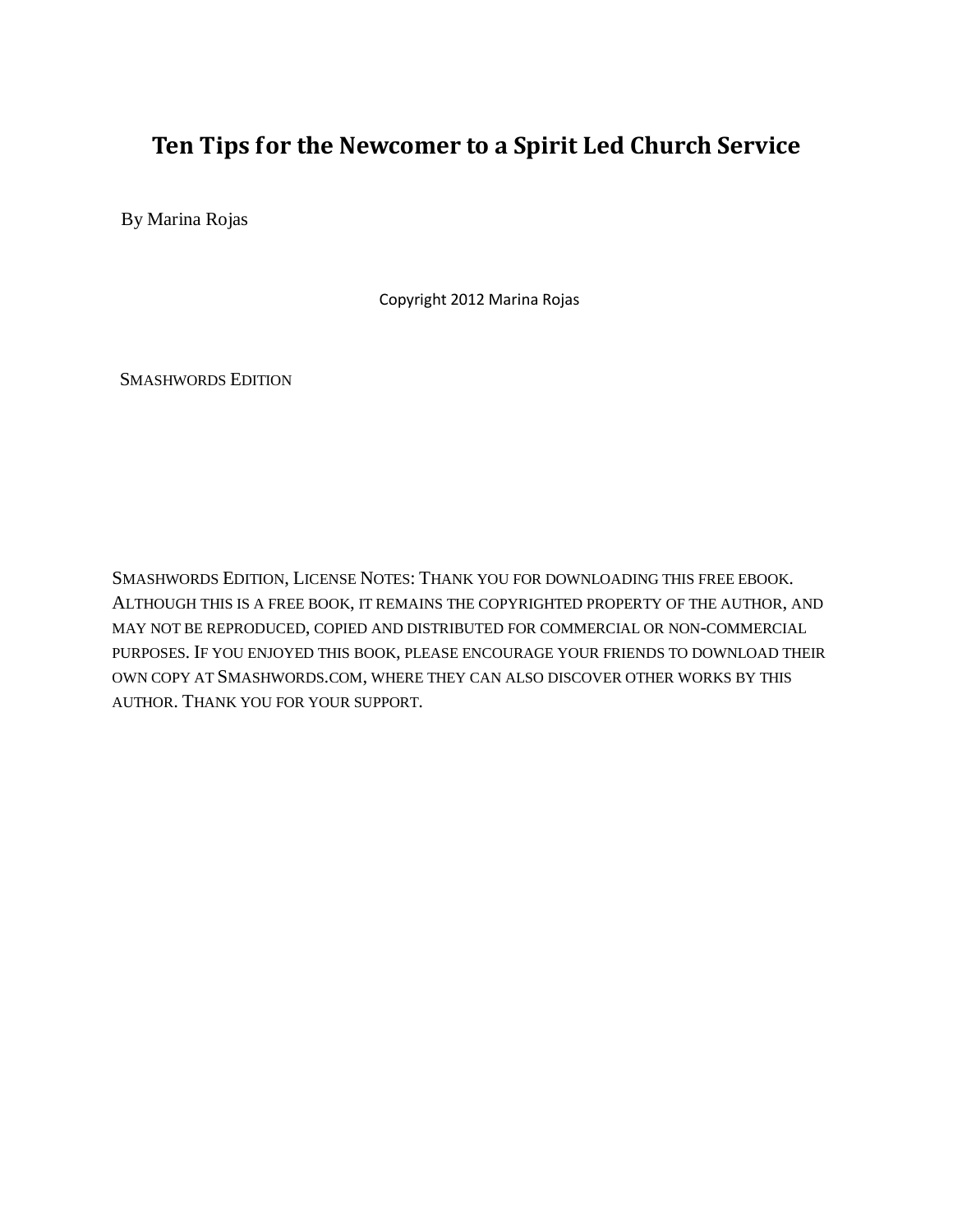# Ten Tips for the Newcomer to a Spirit Led Church Service

By Marina Rojas

Copyright 2012 Marina Rojas

SMASHWORDS EDITION

SMASHWORDS EDITION, LICENSE NOTES: THANK YOU FOR DOWNLOADING THIS FREE EBOOK. ALTHOUGH THIS IS A FREE BOOK, IT REMAINS THE COPYRIGHTED PROPERTY OF THE AUTHOR, AND MAY NOT BE REPRODUCED, COPIED AND DISTRIBUTED FOR COMMERCIAL OR NON-COMMERCIAL PURPOSES. IF YOU ENJOYED THIS BOOK, PLEASE ENCOURAGE YOUR FRIENDS TO DOWNLOAD THEIR OWN COPY AT SMASHWORDS.COM, WHERE THEY CAN ALSO DISCOVER OTHER WORKS BY THIS AUTHOR. THANK YOU FOR YOUR SUPPORT.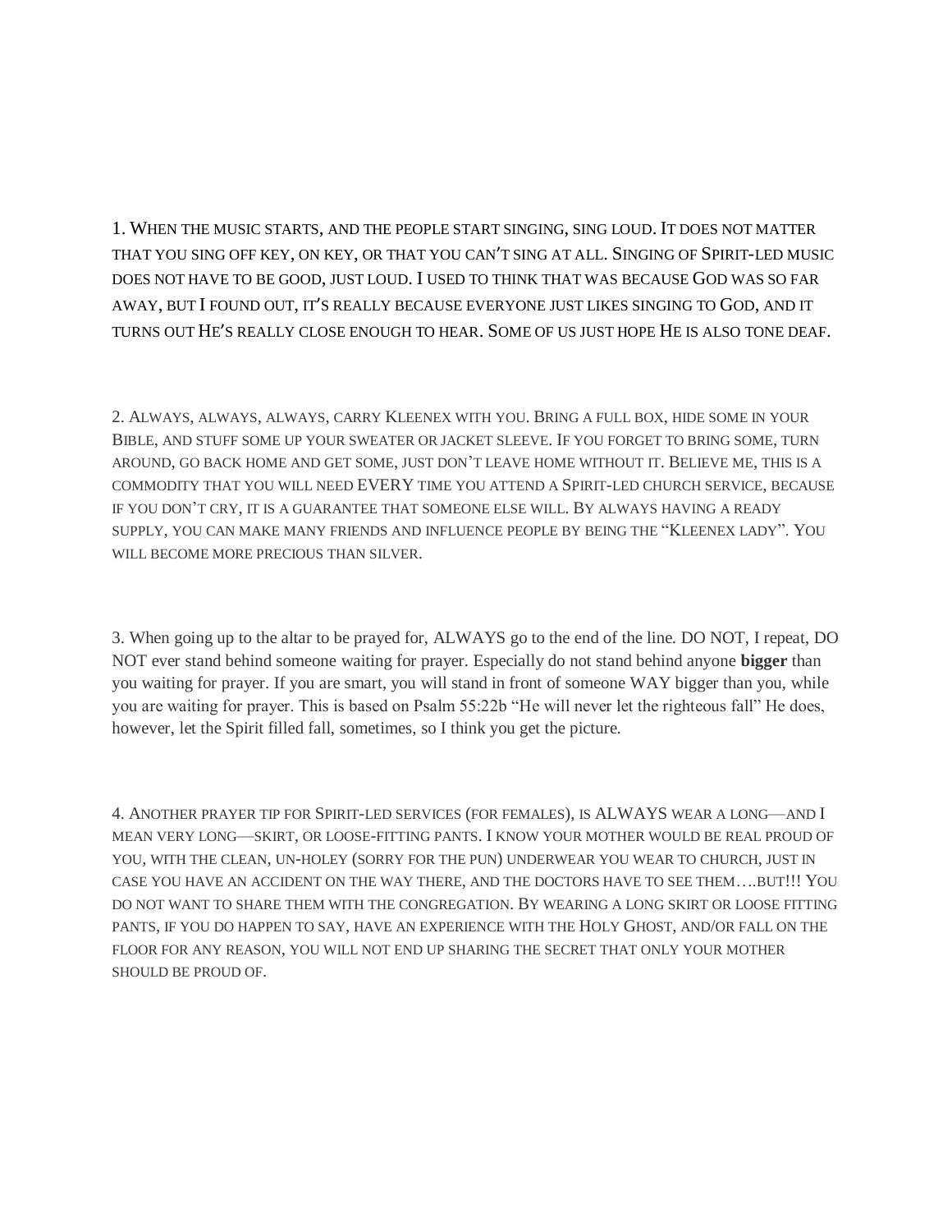1. When the music starts, and the people start singing, sing loud. It does not matter that you sing off key, on key, or that you can't sing at all. Singing of Spirit-led music does not have to be good, just loud. I used to think that was because God was so far away, but I found out, it's really because everyone just likes singing to God, and it turns out He's really close enough to hear. Some of us just hope He is also tone deaf.

2. Always, always, always, carry Kleenex with you. Bring a full box, hide some in your Bible, and stuff some up your sweater or jacket sleeve. If you forget to bring some, turn around, go back home and get some, just don't leave home without it. Believe me, this is a commodity that you will need EVERY time you attend a Spirit-led church service, because if you don't cry, it is a guarantee that someone else will. By always having a ready supply, you can make many friends and influence people by being the "Kleenex lady". You will become more precious than silver.

3. When going up to the altar to be prayed for, ALWAYS go to the end of the line. DO NOT, I repeat, DO NOT ever stand behind someone waiting for prayer. Especially do not stand behind anyone **bigger** than you waiting for prayer. If you are smart, you will stand in front of someone WAY bigger than you, while you are waiting for prayer. This is based on Psalm 55:22b "He will never let the righteous fall" He does, however, let the Spirit filled fall, sometimes, so I think you get the picture.

4. Another prayer tip for Spirit-led services (for females), is ALWAYS wear a long—and I mean very long—skirt, or loose-fitting pants. I know your mother would be real proud of you, with the clean, un-holey (sorry for the pun) underwear you wear to church, just in case you have an accident on the way there, and the doctors have to see them….but!!! You do not want to share them with the congregation. By wearing a long skirt or loose fitting pants, if you do happen to say, have an experience with the Holy Ghost, and/or fall on the floor for any reason, you will not end up sharing the secret that only your mother should be proud of.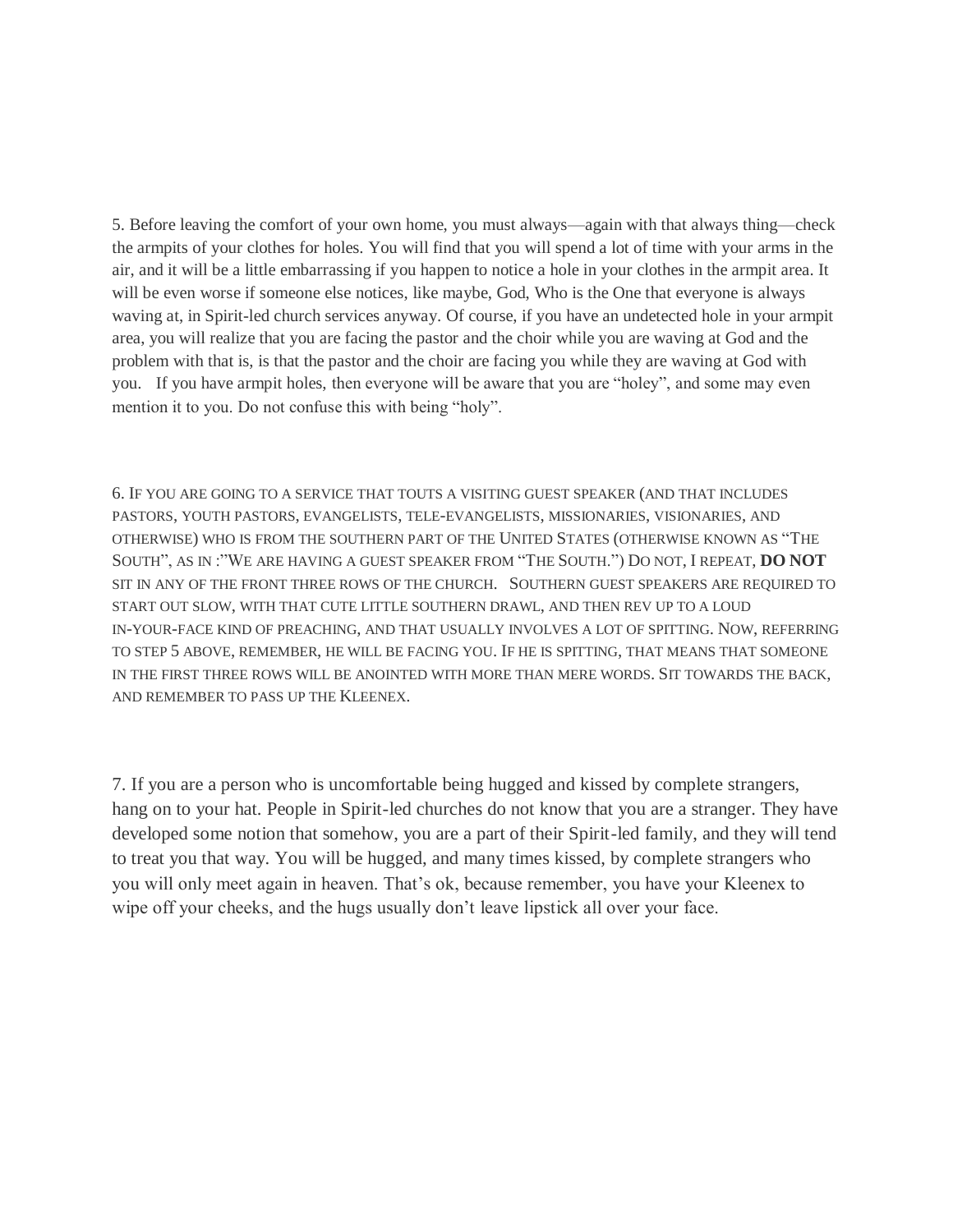5. Before leaving the comfort of your own home, you must always—again with that always thing—check the armpits of your clothes for holes. You will find that you will spend a lot of time with your arms in the air, and it will be a little embarrassing if you happen to notice a hole in your clothes in the armpit area. It will be even worse if someone else notices, like maybe, God, Who is the One that everyone is always waving at, in Spirit-led church services anyway. Of course, if you have an undetected hole in your armpit area, you will realize that you are facing the pastor and the choir while you are waving at God and the problem with that is, is that the pastor and the choir are facing you while they are waving at God with you. If you have armpit holes, then everyone will be aware that you are "holey", and some may even mention it to you. Do not confuse this with being "holy".

6. If you are going to a service that touts a visiting guest speaker (and that includes pastors, youth pastors, evangelists, tele-evangelists, missionaries, visionaries, and otherwise) who is from the southern part of the United States (otherwise known as "The South", as in :"We are having a guest speaker from "The South.") Do not, I repeat, **DO NOT** sit in any of the front three rows of the church. Southern guest speakers are required to start out slow, with that cute little southern drawl, and then rev up to a loud in-your-face kind of preaching, and that usually involves a lot of spitting. Now, referring to step 5 above, remember, he will be facing you. If he is spitting, that means that someone in the first three rows will be anointed with more than mere words. Sit towards the back, and remember to pass up the Kleenex.

7. If you are a person who is uncomfortable being hugged and kissed by complete strangers, hang on to your hat. People in Spirit-led churches do not know that you are a stranger. They have developed some notion that somehow, you are a part of their Spirit-led family, and they will tend to treat you that way. You will be hugged, and many times kissed, by complete strangers who you will only meet again in heaven. That's ok, because remember, you have your Kleenex to wipe off your cheeks, and the hugs usually don't leave lipstick all over your face.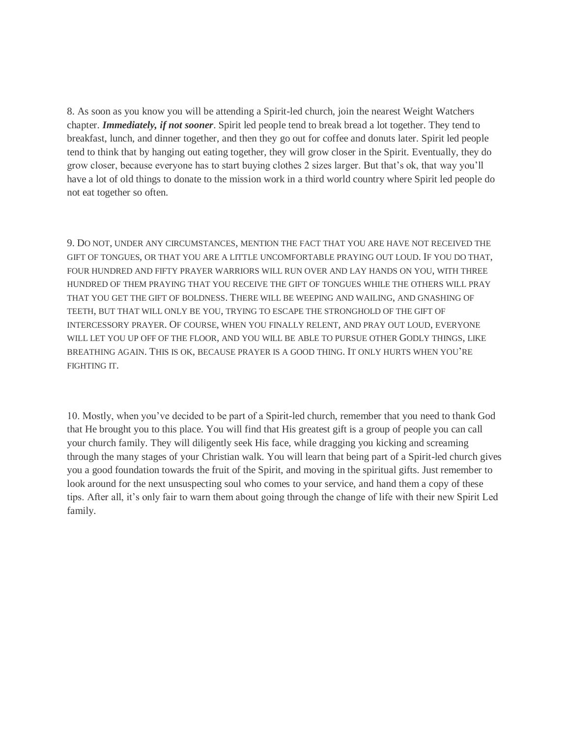8. As soon as you know you will be attending a Spirit-led church, join the nearest Weight Watchers chapter. ***Immediately, if not sooner***. Spirit led people tend to break bread a lot together. They tend to breakfast, lunch, and dinner together, and then they go out for coffee and donuts later. Spirit led people tend to think that by hanging out eating together, they will grow closer in the Spirit. Eventually, they do grow closer, because everyone has to start buying clothes 2 sizes larger. But that's ok, that way you'll have a lot of old things to donate to the mission work in a third world country where Spirit led people do not eat together so often.

9. DO NOT, UNDER ANY CIRCUMSTANCES, MENTION THE FACT THAT YOU ARE HAVE NOT RECEIVED THE GIFT OF TONGUES, OR THAT YOU ARE A LITTLE UNCOMFORTABLE PRAYING OUT LOUD. IF YOU DO THAT, FOUR HUNDRED AND FIFTY PRAYER WARRIORS WILL RUN OVER AND LAY HANDS ON YOU, WITH THREE HUNDRED OF THEM PRAYING THAT YOU RECEIVE THE GIFT OF TONGUES WHILE THE OTHERS WILL PRAY THAT YOU GET THE GIFT OF BOLDNESS. THERE WILL BE WEEPING AND WAILING, AND GNASHING OF TEETH, BUT THAT WILL ONLY BE YOU, TRYING TO ESCAPE THE STRONGHOLD OF THE GIFT OF INTERCESSORY PRAYER. OF COURSE, WHEN YOU FINALLY RELENT, AND PRAY OUT LOUD, EVERYONE WILL LET YOU UP OFF OF THE FLOOR, AND YOU WILL BE ABLE TO PURSUE OTHER GODLY THINGS, LIKE BREATHING AGAIN. THIS IS OK, BECAUSE PRAYER IS A GOOD THING. IT ONLY HURTS WHEN YOU'RE FIGHTING IT.

10. Mostly, when you've decided to be part of a Spirit-led church, remember that you need to thank God that He brought you to this place. You will find that His greatest gift is a group of people you can call your church family. They will diligently seek His face, while dragging you kicking and screaming through the many stages of your Christian walk. You will learn that being part of a Spirit-led church gives you a good foundation towards the fruit of the Spirit, and moving in the spiritual gifts. Just remember to look around for the next unsuspecting soul who comes to your service, and hand them a copy of these tips. After all, it's only fair to warn them about going through the change of life with their new Spirit Led family.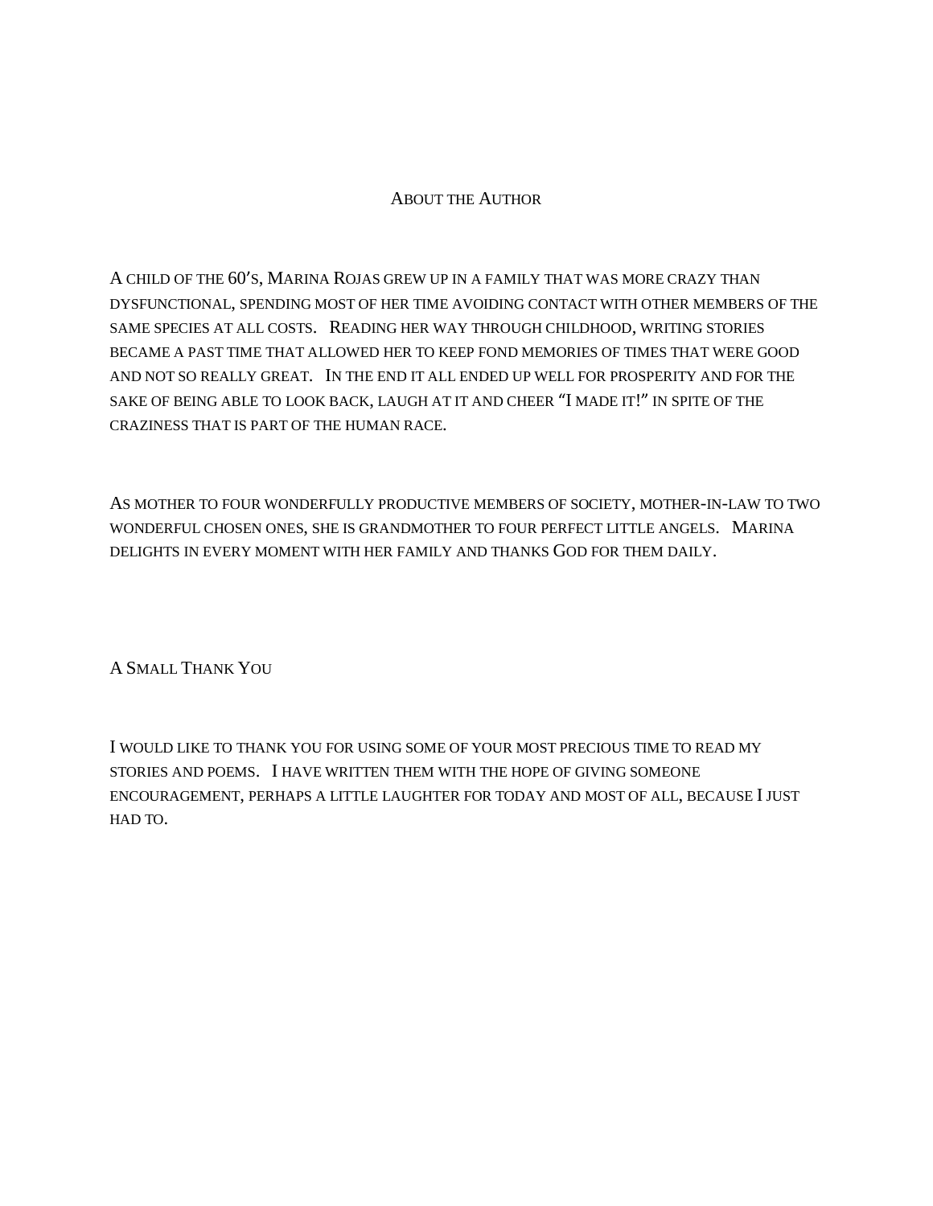## About the Author

A child of the 60's, Marina Rojas grew up in a family that was more crazy than dysfunctional, spending most of her time avoiding contact with other members of the same species at all costs. Reading her way through childhood, writing stories became a past time that allowed her to keep fond memories of times that were good and not so really great. In the end it all ended up well for prosperity and for the sake of being able to look back, laugh at it and cheer "I made it!" in spite of the craziness that is part of the human race.

As mother to four wonderfully productive members of society, mother-in-law to two wonderful chosen ones, she is grandmother to four perfect little angels. Marina delights in every moment with her family and thanks God for them daily.

## A Small Thank You

I would like to thank you for using some of your most precious time to read my stories and poems. I have written them with the hope of giving someone encouragement, perhaps a little laughter for today and most of all, because I just had to.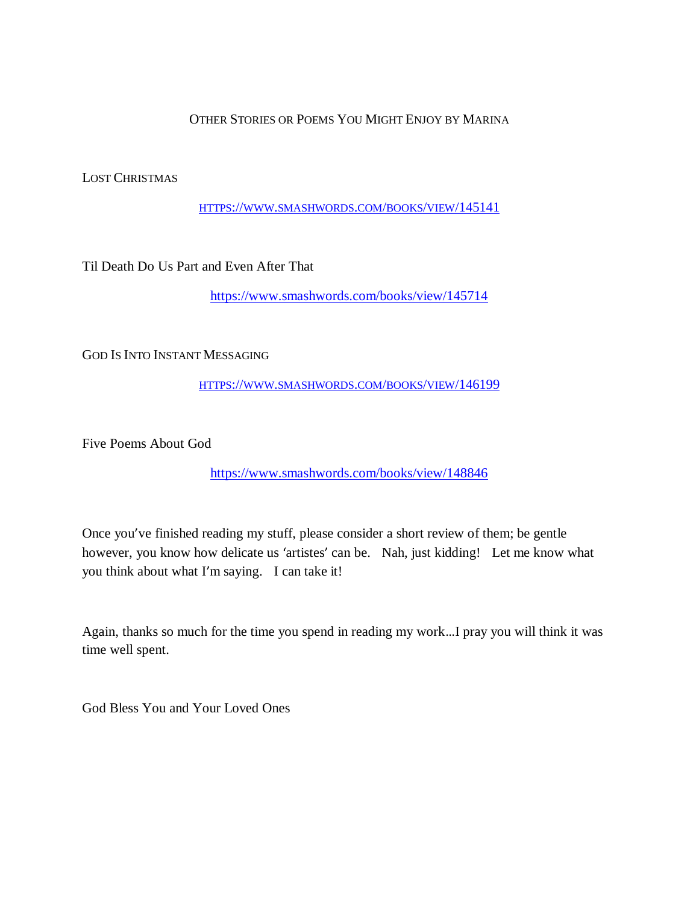## Other Stories or Poems You Might Enjoy by Marina

Lost Christmas

https://www.smashwords.com/books/view/145141

Til Death Do Us Part and Even After That

https://www.smashwords.com/books/view/145714

God Is Into Instant Messaging

https://www.smashwords.com/books/view/146199

Five Poems About God

https://www.smashwords.com/books/view/148846

Once you've finished reading my stuff, please consider a short review of them; be gentle however, you know how delicate us 'artistes' can be. Nah, just kidding! Let me know what you think about what I'm saying. I can take it!

Again, thanks so much for the time you spend in reading my work...I pray you will think it was time well spent.

God Bless You and Your Loved Ones